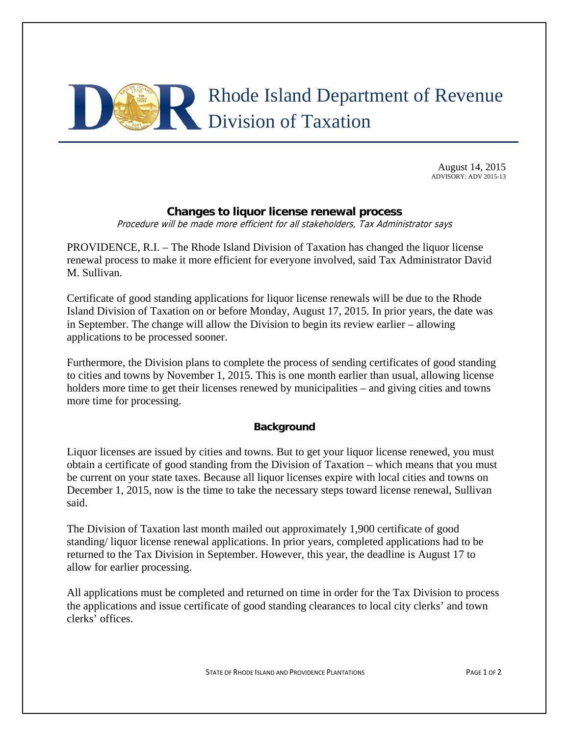Rhode Island Department of Revenue
Division of Taxation

August 14, 2015
ADVISORY: ADV 2015-13

## Changes to liquor license renewal process

*Procedure will be made more efficient for all stakeholders, Tax Administrator says*

PROVIDENCE, R.I. – The Rhode Island Division of Taxation has changed the liquor license renewal process to make it more efficient for everyone involved, said Tax Administrator David M. Sullivan.

Certificate of good standing applications for liquor license renewals will be due to the Rhode Island Division of Taxation on or before Monday, August 17, 2015. In prior years, the date was in September. The change will allow the Division to begin its review earlier – allowing applications to be processed sooner.

Furthermore, the Division plans to complete the process of sending certificates of good standing to cities and towns by November 1, 2015. This is one month earlier than usual, allowing license holders more time to get their licenses renewed by municipalities – and giving cities and towns more time for processing.

### Background

Liquor licenses are issued by cities and towns. But to get your liquor license renewed, you must obtain a certificate of good standing from the Division of Taxation – which means that you must be current on your state taxes. Because all liquor licenses expire with local cities and towns on December 1, 2015, now is the time to take the necessary steps toward license renewal, Sullivan said.

The Division of Taxation last month mailed out approximately 1,900 certificate of good standing/ liquor license renewal applications. In prior years, completed applications had to be returned to the Tax Division in September. However, this year, the deadline is August 17 to allow for earlier processing.

All applications must be completed and returned on time in order for the Tax Division to process the applications and issue certificate of good standing clearances to local city clerks' and town clerks' offices.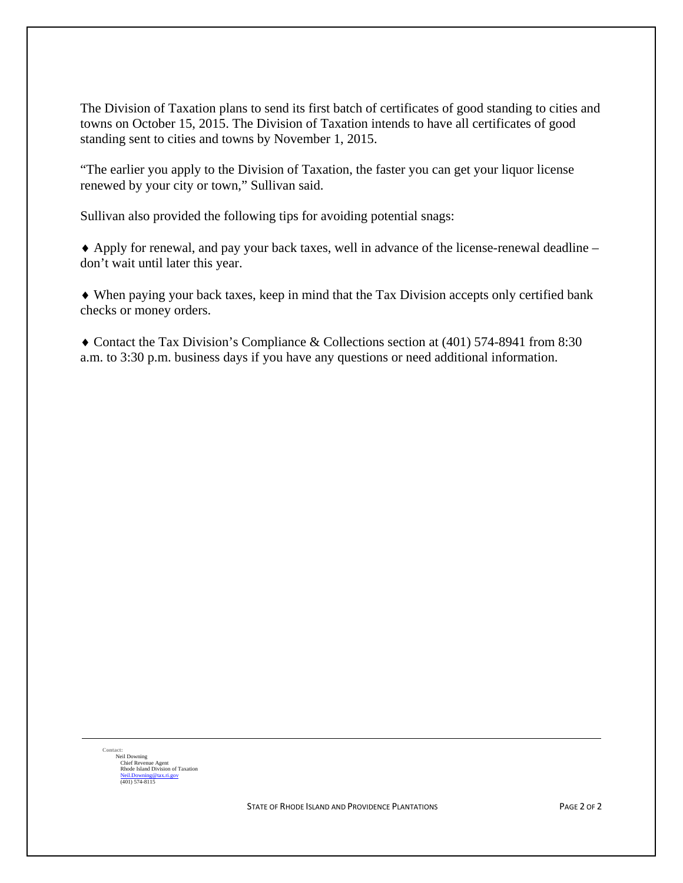The Division of Taxation plans to send its first batch of certificates of good standing to cities and towns on October 15, 2015. The Division of Taxation intends to have all certificates of good standing sent to cities and towns by November 1, 2015.

"The earlier you apply to the Division of Taxation, the faster you can get your liquor license renewed by your city or town," Sullivan said.

Sullivan also provided the following tips for avoiding potential snags:

♦ Apply for renewal, and pay your back taxes, well in advance of the license-renewal deadline – don't wait until later this year.

♦ When paying your back taxes, keep in mind that the Tax Division accepts only certified bank checks or money orders.

♦ Contact the Tax Division's Compliance & Collections section at (401) 574-8941 from 8:30 a.m. to 3:30 p.m. business days if you have any questions or need additional information.

---

**Contact:**
Neil Downing
Chief Revenue Agent
Rhode Island Division of Taxation
Neil.Downing@tax.ri.gov
(401) 574-8115